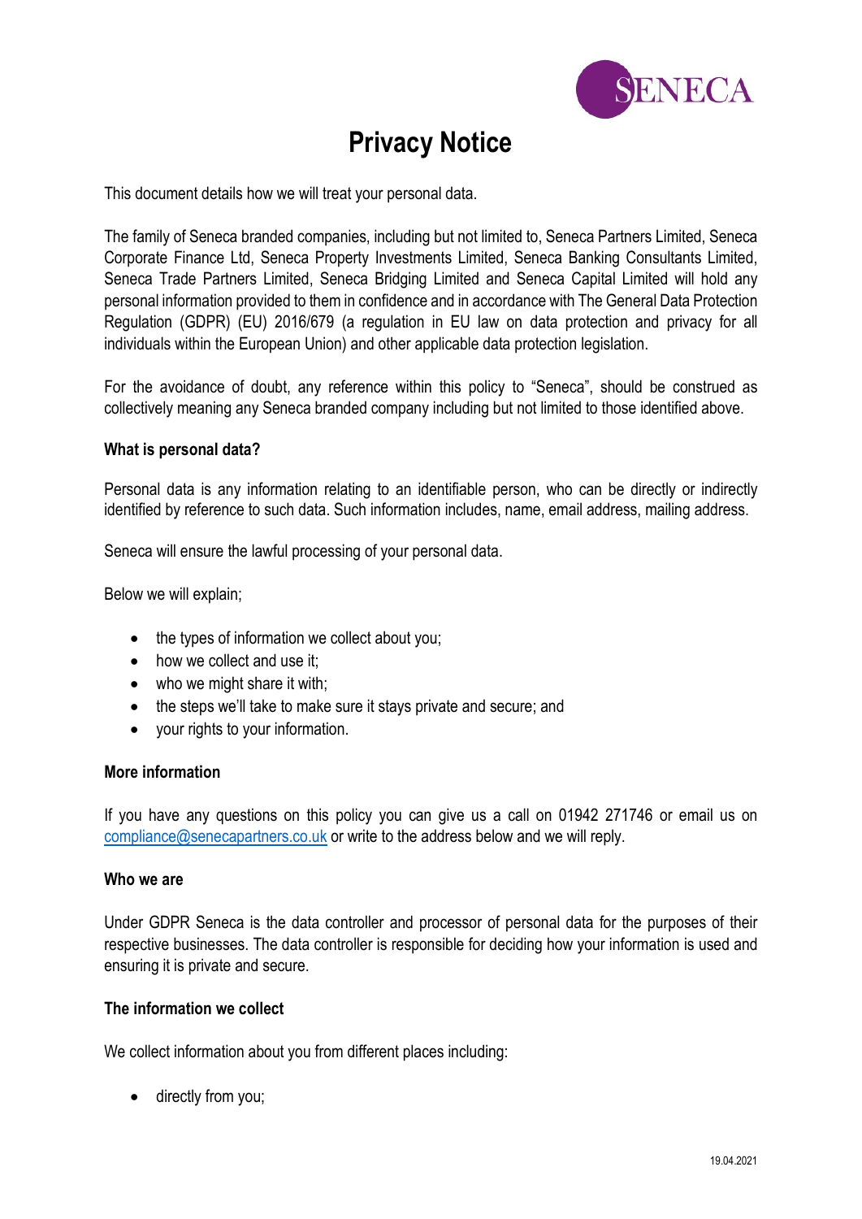# Privacy Notice

This document details how we will treat your personal data.

The family of Seneca branded companies, including but not limited to, Seneca Partners Limited, Seneca Corporate Finance Ltd, Seneca Property Investments Limited, Seneca Banking Consultants Limited, Seneca Trade Partners Limited, Seneca Bridging Limited and Seneca Capital Limited will hold any personal information provided to them in confidence and in accordance with The General Data Protection Regulation (GDPR) (EU) 2016/679 (a regulation in EU law on data protection and privacy for all individuals within the European Union) and other applicable data protection legislation.

For the avoidance of doubt, any reference within this policy to "Seneca", should be construed as collectively meaning any Seneca branded company including but not limited to those identified above.

**What is personal data?**

Personal data is any information relating to an identifiable person, who can be directly or indirectly identified by reference to such data. Such information includes, name, email address, mailing address.

Seneca will ensure the lawful processing of your personal data.

Below we will explain;

- the types of information we collect about you;
- how we collect and use it;
- who we might share it with;
- the steps we'll take to make sure it stays private and secure; and
- your rights to your information.

**More information**

If you have any questions on this policy you can give us a call on 01942 271746 or email us on compliance@senecapartners.co.uk or write to the address below and we will reply.

**Who we are**

Under GDPR Seneca is the data controller and processor of personal data for the purposes of their respective businesses. The data controller is responsible for deciding how your information is used and ensuring it is private and secure.

**The information we collect**

We collect information about you from different places including:

- directly from you;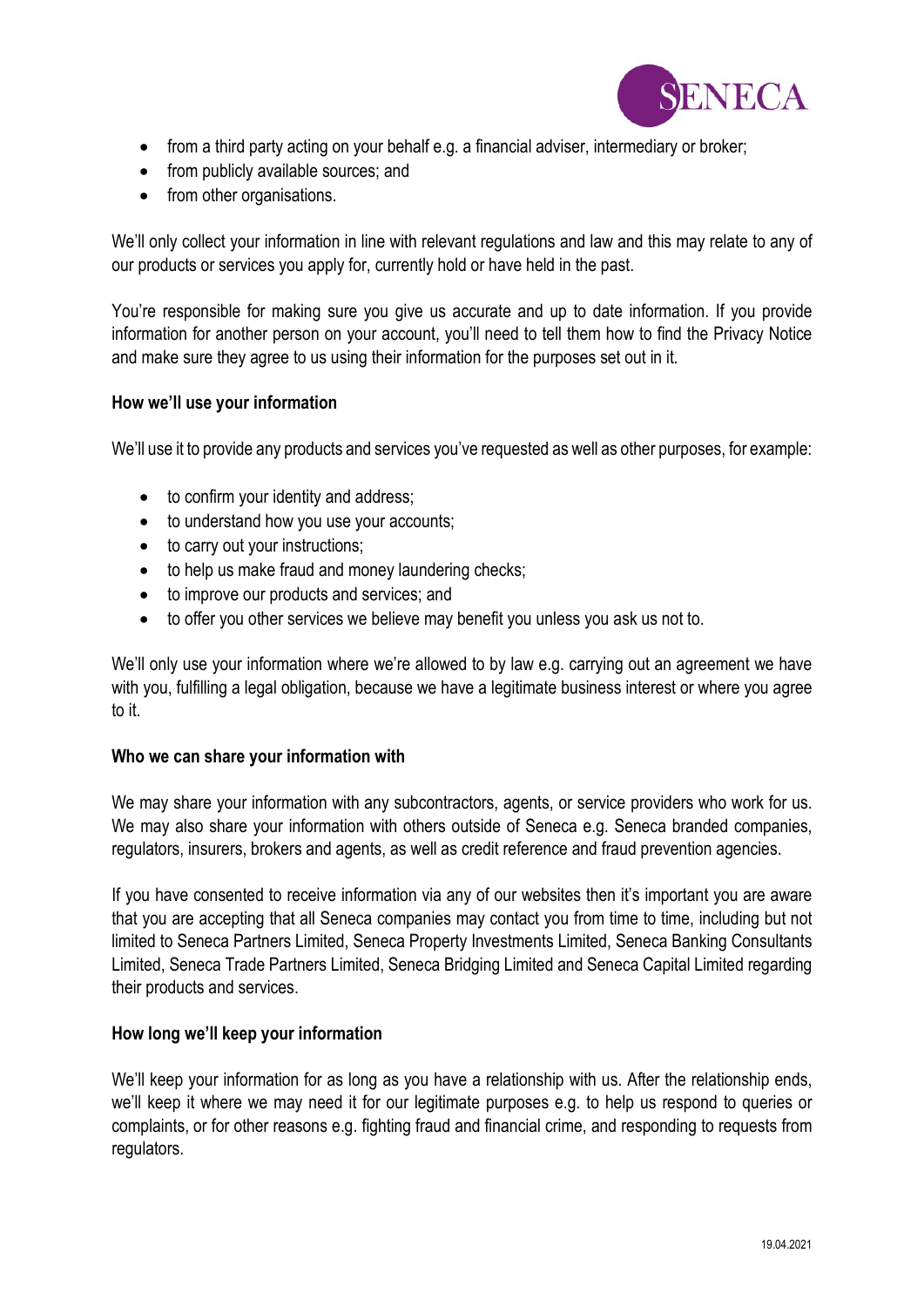- from a third party acting on your behalf e.g. a financial adviser, intermediary or broker;
- from publicly available sources; and
- from other organisations.

We'll only collect your information in line with relevant regulations and law and this may relate to any of our products or services you apply for, currently hold or have held in the past.

You're responsible for making sure you give us accurate and up to date information. If you provide information for another person on your account, you'll need to tell them how to find the Privacy Notice and make sure they agree to us using their information for the purposes set out in it.

**How we'll use your information**

We'll use it to provide any products and services you've requested as well as other purposes, for example:

- to confirm your identity and address;
- to understand how you use your accounts;
- to carry out your instructions;
- to help us make fraud and money laundering checks;
- to improve our products and services; and
- to offer you other services we believe may benefit you unless you ask us not to.

We'll only use your information where we're allowed to by law e.g. carrying out an agreement we have with you, fulfilling a legal obligation, because we have a legitimate business interest or where you agree to it.

**Who we can share your information with**

We may share your information with any subcontractors, agents, or service providers who work for us. We may also share your information with others outside of Seneca e.g. Seneca branded companies, regulators, insurers, brokers and agents, as well as credit reference and fraud prevention agencies.

If you have consented to receive information via any of our websites then it's important you are aware that you are accepting that all Seneca companies may contact you from time to time, including but not limited to Seneca Partners Limited, Seneca Property Investments Limited, Seneca Banking Consultants Limited, Seneca Trade Partners Limited, Seneca Bridging Limited and Seneca Capital Limited regarding their products and services.

**How long we'll keep your information**

We'll keep your information for as long as you have a relationship with us. After the relationship ends, we'll keep it where we may need it for our legitimate purposes e.g. to help us respond to queries or complaints, or for other reasons e.g. fighting fraud and financial crime, and responding to requests from regulators.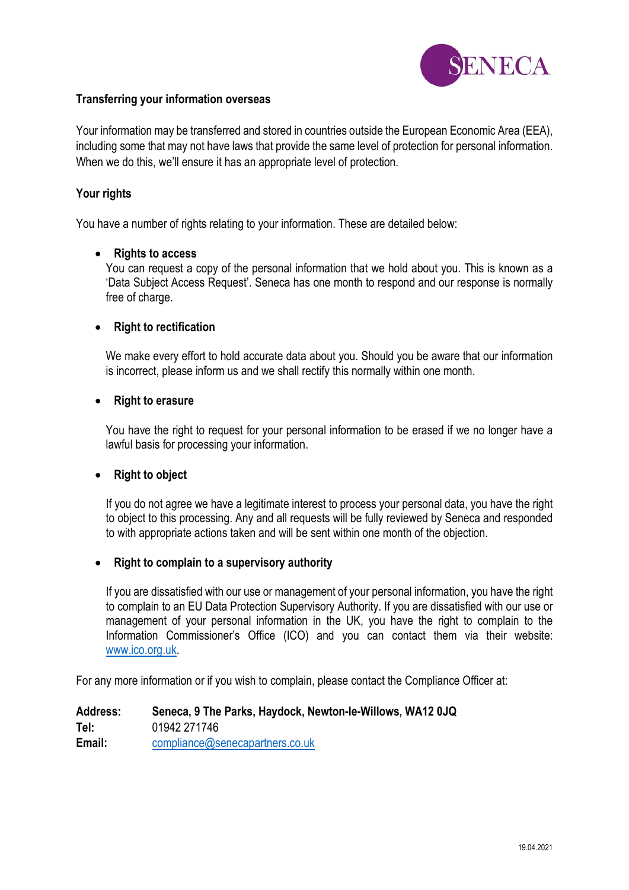## Transferring your information overseas

Your information may be transferred and stored in countries outside the European Economic Area (EEA), including some that may not have laws that provide the same level of protection for personal information. When we do this, we'll ensure it has an appropriate level of protection.

## Your rights

You have a number of rights relating to your information. These are detailed below:

- **Rights to access**
  You can request a copy of the personal information that we hold about you. This is known as a 'Data Subject Access Request'. Seneca has one month to respond and our response is normally free of charge.

- **Right to rectification**

  We make every effort to hold accurate data about you. Should you be aware that our information is incorrect, please inform us and we shall rectify this normally within one month.

- **Right to erasure**

  You have the right to request for your personal information to be erased if we no longer have a lawful basis for processing your information.

- **Right to object**

  If you do not agree we have a legitimate interest to process your personal data, you have the right to object to this processing. Any and all requests will be fully reviewed by Seneca and responded to with appropriate actions taken and will be sent within one month of the objection.

- **Right to complain to a supervisory authority**

  If you are dissatisfied with our use or management of your personal information, you have the right to complain to an EU Data Protection Supervisory Authority. If you are dissatisfied with our use or management of your personal information in the UK, you have the right to complain to the Information Commissioner's Office (ICO) and you can contact them via their website: www.ico.org.uk.

For any more information or if you wish to complain, please contact the Compliance Officer at:

**Address:** **Seneca, 9 The Parks, Haydock, Newton-le-Willows, WA12 0JQ**
**Tel:** 01942 271746
**Email:** compliance@senecapartners.co.uk

19.04.2021